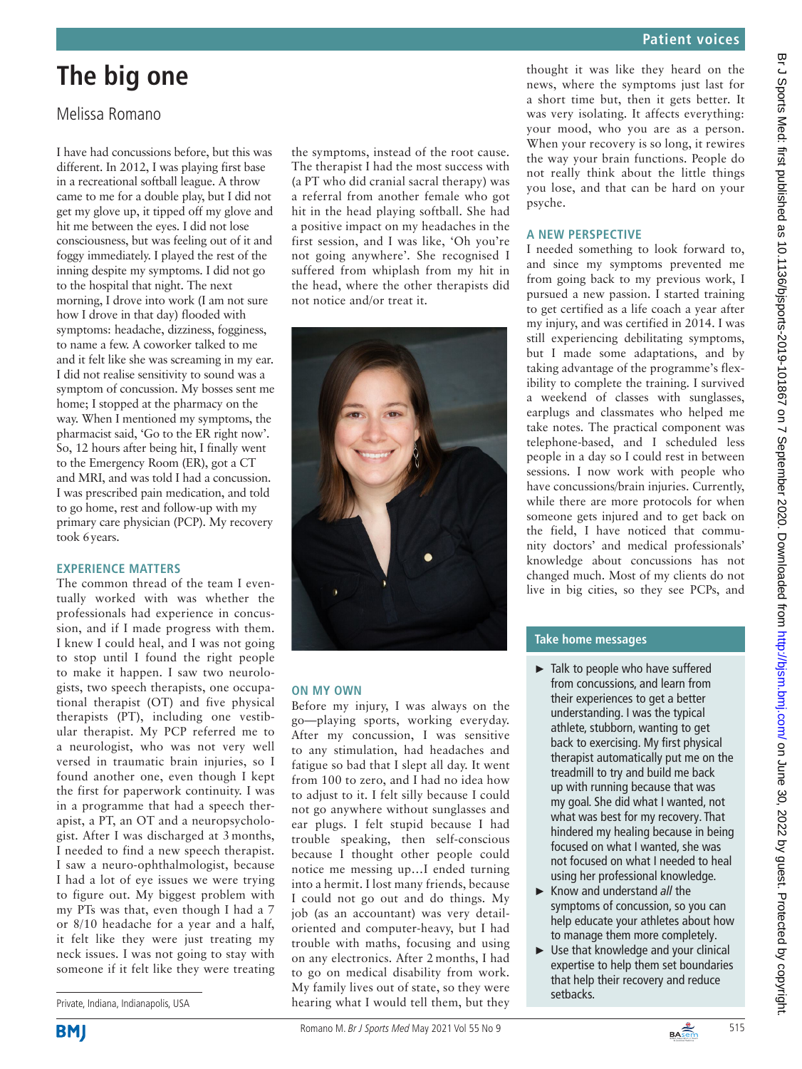# The big one

Melissa Romano

I have had concussions before, but this was different. In 2012, I was playing first base in a recreational softball league. A throw came to me for a double play, but I did not get my glove up, it tipped off my glove and hit me between the eyes. I did not lose consciousness, but was feeling out of it and foggy immediately. I played the rest of the inning despite my symptoms. I did not go to the hospital that night. The next morning, I drove into work (I am not sure how I drove in that day) flooded with symptoms: headache, dizziness, fogginess, to name a few. A coworker talked to me and it felt like she was screaming in my ear. I did not realise sensitivity to sound was a symptom of concussion. My bosses sent me home; I stopped at the pharmacy on the way. When I mentioned my symptoms, the pharmacist said, 'Go to the ER right now'. So, 12 hours after being hit, I finally went to the Emergency Room (ER), got a CT and MRI, and was told I had a concussion. I was prescribed pain medication, and told to go home, rest and follow-up with my primary care physician (PCP). My recovery took 6 years.

## EXPERIENCE MATTERS

The common thread of the team I eventually worked with was whether the professionals had experience in concussion, and if I made progress with them. I knew I could heal, and I was not going to stop until I found the right people to make it happen. I saw two neurologists, two speech therapists, one occupational therapist (OT) and five physical therapists (PT), including one vestibular therapist. My PCP referred me to a neurologist, who was not very well versed in traumatic brain injuries, so I found another one, even though I kept the first for paperwork continuity. I was in a programme that had a speech therapist, a PT, an OT and a neuropsychologist. After I was discharged at 3 months, I needed to find a new speech therapist. I saw a neuro-ophthalmologist, because I had a lot of eye issues we were trying to figure out. My biggest problem with my PTs was that, even though I had a 7 or 8/10 headache for a year and a half, it felt like they were just treating my neck issues. I was not going to stay with someone if it felt like they were treating the symptoms, instead of the root cause. The therapist I had the most success with (a PT who did cranial sacral therapy) was a referral from another female who got hit in the head playing softball. She had a positive impact on my headaches in the first session, and I was like, 'Oh you're not going anywhere'. She recognised I suffered from whiplash from my hit in the head, where the other therapists did not notice and/or treat it.

## ON MY OWN

Before my injury, I was always on the go—playing sports, working everyday. After my concussion, I was sensitive to any stimulation, had headaches and fatigue so bad that I slept all day. It went from 100 to zero, and I had no idea how to adjust to it. I felt silly because I could not go anywhere without sunglasses and ear plugs. I felt stupid because I had trouble speaking, then self-conscious because I thought other people could notice me messing up…I ended turning into a hermit. I lost many friends, because I could not go out and do things. My job (as an accountant) was very detail-oriented and computer-heavy, but I had trouble with maths, focusing and using on any electronics. After 2 months, I had to go on medical disability from work. My family lives out of state, so they were hearing what I would tell them, but they thought it was like they heard on the news, where the symptoms just last for a short time but, then it gets better. It was very isolating. It affects everything: your mood, who you are as a person. When your recovery is so long, it rewires the way your brain functions. People do not really think about the little things you lose, and that can be hard on your psyche.

## A NEW PERSPECTIVE

I needed something to look forward to, and since my symptoms prevented me from going back to my previous work, I pursued a new passion. I started training to get certified as a life coach a year after my injury, and was certified in 2014. I was still experiencing debilitating symptoms, but I made some adaptations, and by taking advantage of the programme's flexibility to complete the training. I survived a weekend of classes with sunglasses, earplugs and classmates who helped me take notes. The practical component was telephone-based, and I scheduled less people in a day so I could rest in between sessions. I now work with people who have concussions/brain injuries. Currently, while there are more protocols for when someone gets injured and to get back on the field, I have noticed that community doctors' and medical professionals' knowledge about concussions has not changed much. Most of my clients do not live in big cities, so they see PCPs, and

### Take home messages

- Talk to people who have suffered from concussions, and learn from their experiences to get a better understanding. I was the typical athlete, stubborn, wanting to get back to exercising. My first physical therapist automatically put me on the treadmill to try and build me back up with running because that was my goal. She did what I wanted, not what was best for my recovery. That hindered my healing because in being focused on what I wanted, she was not focused on what I needed to heal using her professional knowledge.
- Know and understand *all* the symptoms of concussion, so you can help educate your athletes about how to manage them more completely.
- Use that knowledge and your clinical expertise to help them set boundaries that help their recovery and reduce setbacks.

Private, Indiana, Indianapolis, USA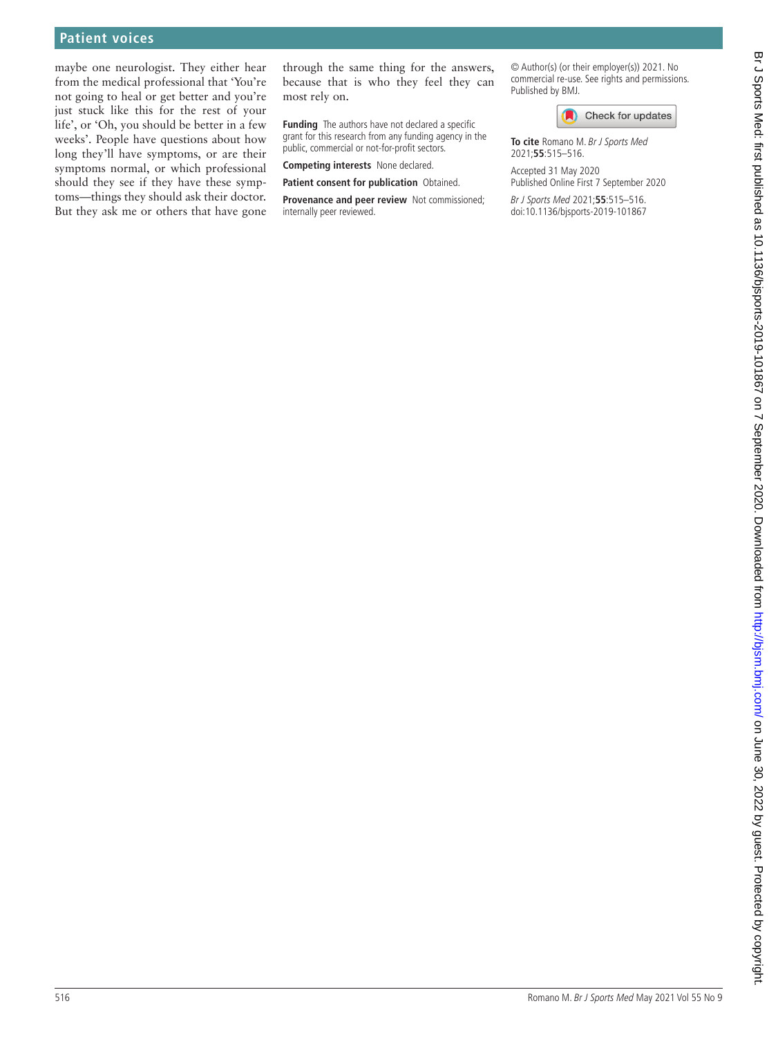maybe one neurologist. They either hear from the medical professional that 'You're not going to heal or get better and you're just stuck like this for the rest of your life', or 'Oh, you should be better in a few weeks'. People have questions about how long they'll have symptoms, or are their symptoms normal, or which professional should they see if they have these symptoms—things they should ask their doctor. But they ask me or others that have gone through the same thing for the answers, because that is who they feel they can most rely on.

**Funding** The authors have not declared a specific grant for this research from any funding agency in the public, commercial or not-for-profit sectors.

**Competing interests** None declared.

**Patient consent for publication** Obtained.

**Provenance and peer review** Not commissioned; internally peer reviewed.

© Author(s) (or their employer(s)) 2021. No commercial re-use. See rights and permissions. Published by BMJ.

**To cite** Romano M. *Br J Sports Med* 2021;**55**:515–516.

Accepted 31 May 2020
Published Online First 7 September 2020

*Br J Sports Med* 2021;**55**:515–516.
doi:10.1136/bjsports-2019-101867